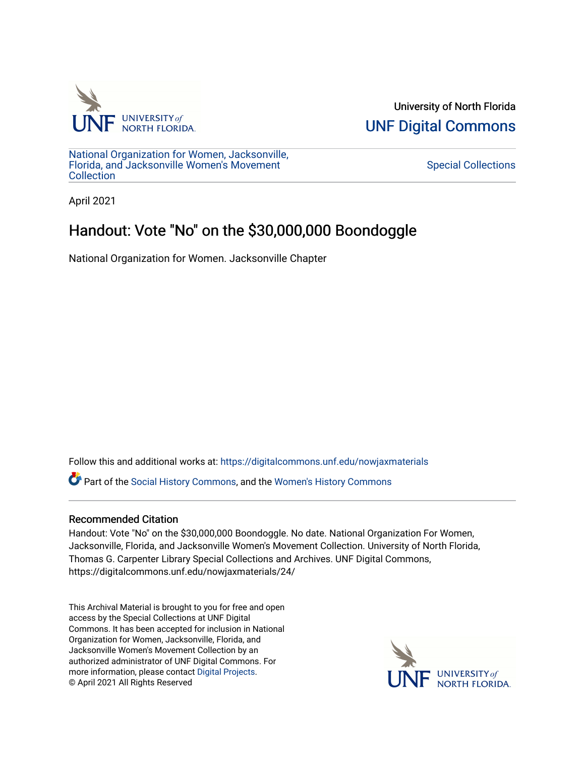University of North Florida

UNF Digital Commons

National Organization for Women, Jacksonville, Florida, and Jacksonville Women's Movement Collection

Special Collections

April 2021

# Handout: Vote "No" on the $30,000,000 Boondoggle

National Organization for Women. Jacksonville Chapter

Follow this and additional works at: https://digitalcommons.unf.edu/nowjaxmaterials

Part of the Social History Commons, and the Women's History Commons

## Recommended Citation

Handout: Vote "No" on the $30,000,000 Boondoggle. No date. National Organization For Women, Jacksonville, Florida, and Jacksonville Women's Movement Collection. University of North Florida, Thomas G. Carpenter Library Special Collections and Archives. UNF Digital Commons, https://digitalcommons.unf.edu/nowjaxmaterials/24/

This Archival Material is brought to you for free and open access by the Special Collections at UNF Digital Commons. It has been accepted for inclusion in National Organization for Women, Jacksonville, Florida, and Jacksonville Women's Movement Collection by an authorized administrator of UNF Digital Commons. For more information, please contact Digital Projects.
© April 2021 All Rights Reserved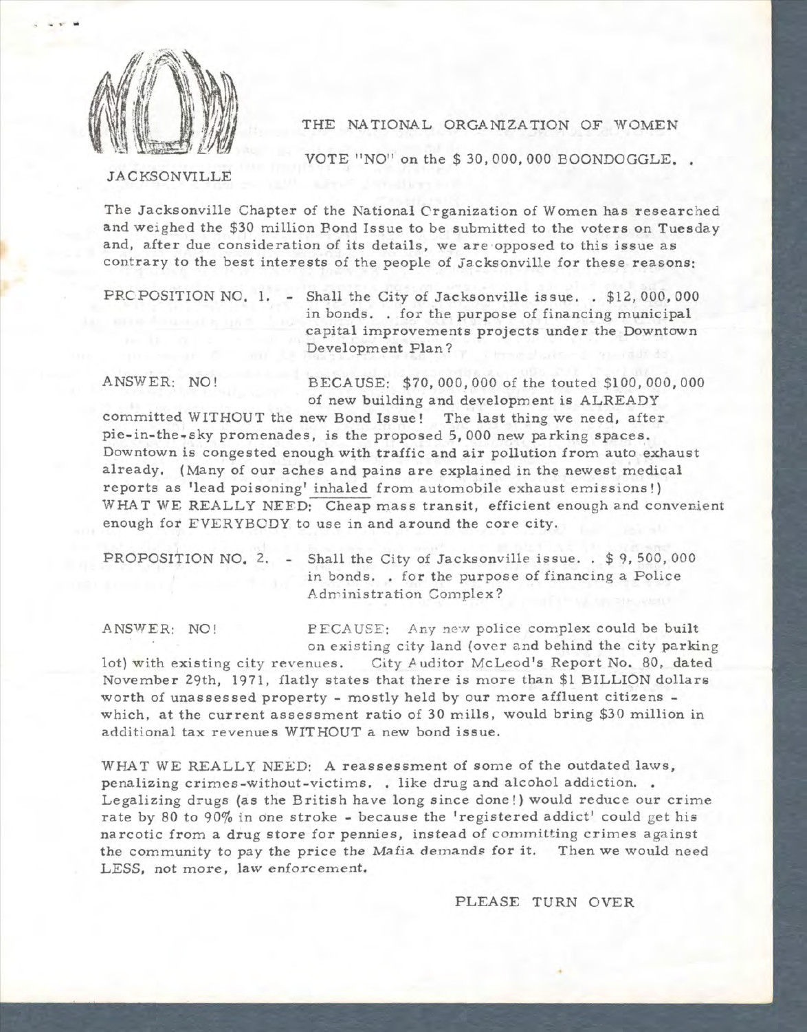# THE NATIONAL ORGANIZATION OF WOMEN

JACKSONVILLE

VOTE "NO" on the $ 30, 000, 000 BOONDOGGLE. .

The Jacksonville Chapter of the National Organization of Women has researched and weighed the $30 million Bond Issue to be submitted to the voters on Tuesday and, after due consideration of its details, we are opposed to this issue as contrary to the best interests of the people of Jacksonville for these reasons:

PROPOSITION NO. 1. - Shall the City of Jacksonville issue. . $12, 000, 000 in bonds. . for the purpose of financing municipal capital improvements projects under the Downtown Development Plan?

ANSWER: NO! BECAUSE: $70, 000, 000 of the touted $100, 000, 000 of new building and development is ALREADY committed WITHOUT the new Bond Issue! The last thing we need, after pie-in-the-sky promenades, is the proposed 5, 000 new parking spaces. Downtown is congested enough with traffic and air pollution from auto exhaust already. (Many of our aches and pains are explained in the newest medical reports as 'lead poisoning' inhaled from automobile exhaust emissions!) WHAT WE REALLY NEED: Cheap mass transit, efficient enough and convenient enough for EVERYBODY to use in and around the core city.

PROPOSITION NO. 2. - Shall the City of Jacksonville issue. . $ 9, 500, 000 in bonds. . for the purpose of financing a Police Administration Complex?

ANSWER: NO! BECAUSE: Any new police complex could be built on existing city land (over and behind the city parking lot) with existing city revenues. City Auditor McLeod's Report No. 80, dated November 29th, 1971, flatly states that there is more than $1 BILLION dollars worth of unassessed property - mostly held by our more affluent citizens - which, at the current assessment ratio of 30 mills, would bring $30 million in additional tax revenues WITHOUT a new bond issue.

WHAT WE REALLY NEED: A reassessment of some of the outdated laws, penalizing crimes-without-victims. . like drug and alcohol addiction. . Legalizing drugs (as the British have long since done!) would reduce our crime rate by 80 to 90% in one stroke - because the 'registered addict' could get his narcotic from a drug store for pennies, instead of committing crimes against the community to pay the price the Mafia demands for it. Then we would need LESS, not more, law enforcement.

PLEASE TURN OVER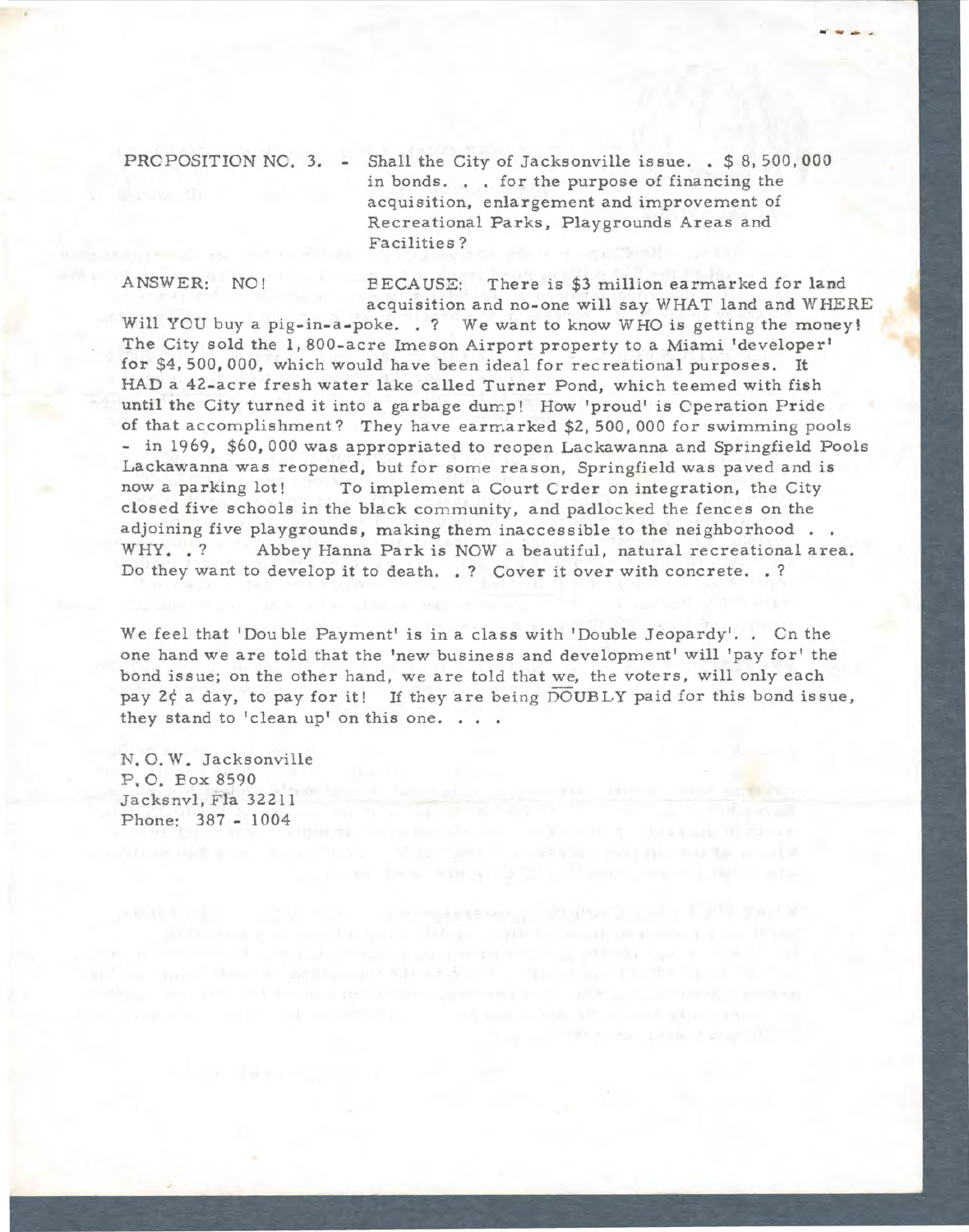PROPOSITION NO. 3. - Shall the City of Jacksonville issue. . $ 8, 500, 000 in bonds. . . for the purpose of financing the acquisition, enlargement and improvement of Recreational Parks, Playgrounds Areas and Facilities?

ANSWER: NO! BECAUSE: There is $3 million earmarked for land acquisition and no-one will say WHAT land and WHERE Will YOU buy a pig-in-a-poke. . ? We want to know WHO is getting the money! The City sold the 1, 800-acre Imeson Airport property to a Miami 'developer' for $4, 500, 000, which would have been ideal for recreational purposes. It HAD a 42-acre fresh water lake called Turner Pond, which teemed with fish until the City turned it into a garbage dump! How 'proud' is Operation Pride of that accomplishment? They have earmarked $2, 500, 000 for swimming pools - in 1969, $60, 000 was appropriated to reopen Lackawanna and Springfield Pools Lackawanna was reopened, but for some reason, Springfield was paved and is now a parking lot! To implement a Court Order on integration, the City closed five schools in the black community, and padlocked the fences on the adjoining five playgrounds, making them inaccessible to the neighborhood . . WHY. . ? Abbey Hanna Park is NOW a beautiful, natural recreational area. Do they want to develop it to death. . ? Cover it over with concrete. . ?

We feel that 'Double Payment' is in a class with 'Double Jeopardy'. . On the one hand we are told that the 'new business and development' will 'pay for' the bond issue; on the other hand, we are told that we, the voters, will only each pay 2¢ a day, to pay for it! If they are being DOUBLY paid for this bond issue, they stand to 'clean up' on this one. . . .

N. O. W. Jacksonville
P. O. Box 8590
Jacksnvl, Fla 32211
Phone: 387 - 1004